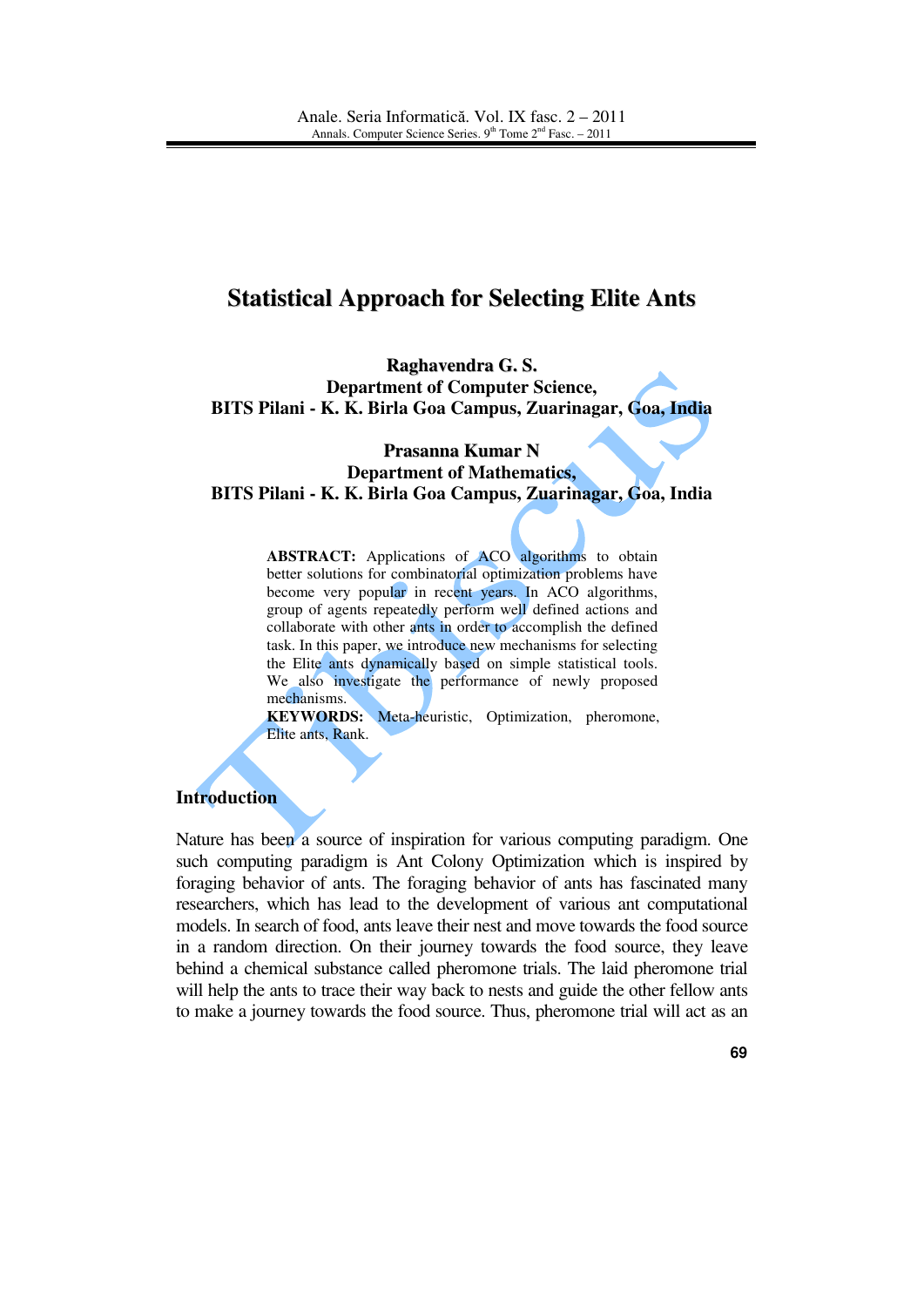# Statistical Approach for Selecting Elite Ants

**Raghavendra G. S.**
**Department of Computer Science,**
**BITS Pilani - K. K. Birla Goa Campus, Zuarinagar, Goa, India**

**Prasanna Kumar N**
**Department of Mathematics,**
**BITS Pilani - K. K. Birla Goa Campus, Zuarinagar, Goa, India**

**ABSTRACT:** Applications of ACO algorithms to obtain better solutions for combinatorial optimization problems have become very popular in recent years. In ACO algorithms, group of agents repeatedly perform well defined actions and collaborate with other ants in order to accomplish the defined task. In this paper, we introduce new mechanisms for selecting the Elite ants dynamically based on simple statistical tools. We also investigate the performance of newly proposed mechanisms.

**KEYWORDS:** Meta-heuristic, Optimization, pheromone, Elite ants, Rank.

## Introduction

Nature has been a source of inspiration for various computing paradigm. One such computing paradigm is Ant Colony Optimization which is inspired by foraging behavior of ants. The foraging behavior of ants has fascinated many researchers, which has lead to the development of various ant computational models. In search of food, ants leave their nest and move towards the food source in a random direction. On their journey towards the food source, they leave behind a chemical substance called pheromone trials. The laid pheromone trial will help the ants to trace their way back to nests and guide the other fellow ants to make a journey towards the food source. Thus, pheromone trial will act as an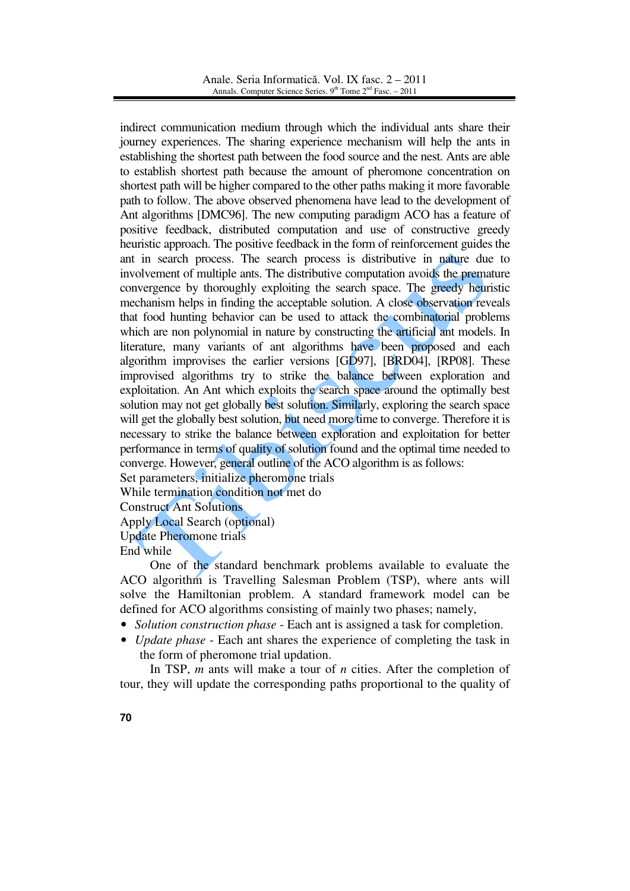indirect communication medium through which the individual ants share their journey experiences. The sharing experience mechanism will help the ants in establishing the shortest path between the food source and the nest. Ants are able to establish shortest path because the amount of pheromone concentration on shortest path will be higher compared to the other paths making it more favorable path to follow. The above observed phenomena have lead to the development of Ant algorithms [DMC96]. The new computing paradigm ACO has a feature of positive feedback, distributed computation and use of constructive greedy heuristic approach. The positive feedback in the form of reinforcement guides the ant in search process. The search process is distributive in nature due to involvement of multiple ants. The distributive computation avoids the premature convergence by thoroughly exploiting the search space. The greedy heuristic mechanism helps in finding the acceptable solution. A close observation reveals that food hunting behavior can be used to attack the combinatorial problems which are non polynomial in nature by constructing the artificial ant models. In literature, many variants of ant algorithms have been proposed and each algorithm improvises the earlier versions [GD97], [BRD04], [RP08]. These improvised algorithms try to strike the balance between exploration and exploitation. An Ant which exploits the search space around the optimally best solution may not get globally best solution. Similarly, exploring the search space will get the globally best solution, but need more time to converge. Therefore it is necessary to strike the balance between exploration and exploitation for better performance in terms of quality of solution found and the optimal time needed to converge. However, general outline of the ACO algorithm is as follows:

Set parameters, initialize pheromone trials
While termination condition not met do
Construct Ant Solutions
Apply Local Search (optional)
Update Pheromone trials
End while

One of the standard benchmark problems available to evaluate the ACO algorithm is Travelling Salesman Problem (TSP), where ants will solve the Hamiltonian problem. A standard framework model can be defined for ACO algorithms consisting of mainly two phases; namely,

- *Solution construction phase* - Each ant is assigned a task for completion.
- *Update phase* - Each ant shares the experience of completing the task in the form of pheromone trial updation.

In TSP, $m$ ants will make a tour of $n$ cities. After the completion of tour, they will update the corresponding paths proportional to the quality of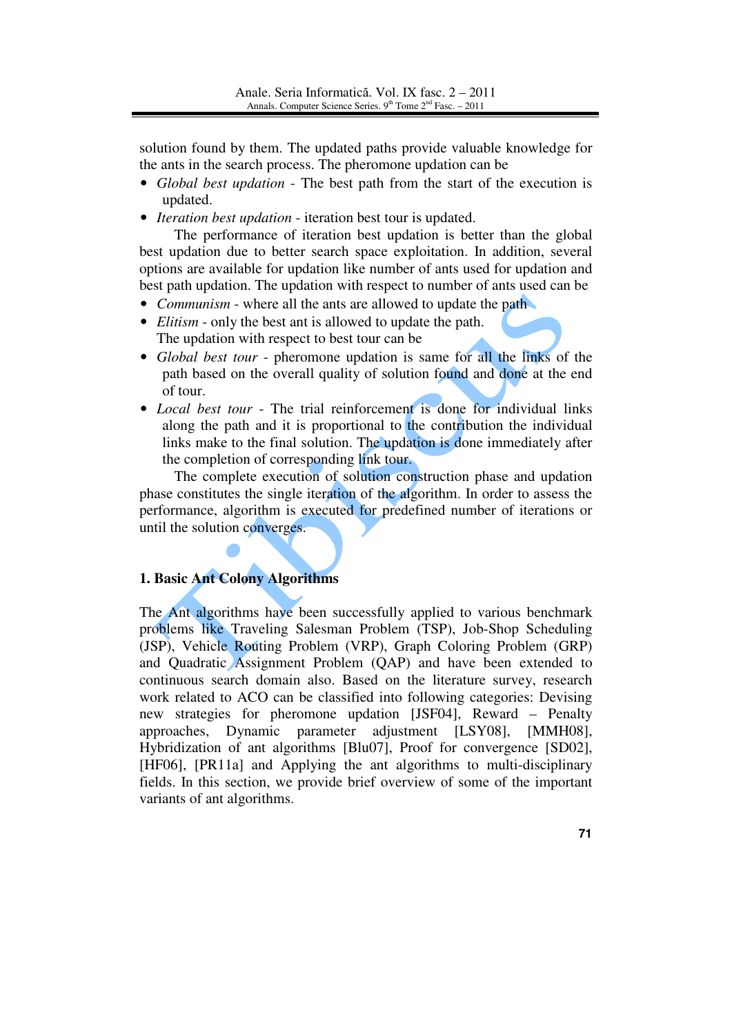solution found by them. The updated paths provide valuable knowledge for the ants in the search process. The pheromone updation can be

- *Global best updation* - The best path from the start of the execution is updated.
- *Iteration best updation* - iteration best tour is updated.

The performance of iteration best updation is better than the global best updation due to better search space exploitation. In addition, several options are available for updation like number of ants used for updation and best path updation. The updation with respect to number of ants used can be

- *Communism* - where all the ants are allowed to update the path
- *Elitism* - only the best ant is allowed to update the path.

The updation with respect to best tour can be

- *Global best tour* - pheromone updation is same for all the links of the path based on the overall quality of solution found and done at the end of tour.
- *Local best tour* - The trial reinforcement is done for individual links along the path and it is proportional to the contribution the individual links make to the final solution. The updation is done immediately after the completion of corresponding link tour.

The complete execution of solution construction phase and updation phase constitutes the single iteration of the algorithm. In order to assess the performance, algorithm is executed for predefined number of iterations or until the solution converges.

## 1. Basic Ant Colony Algorithms

The Ant algorithms have been successfully applied to various benchmark problems like Traveling Salesman Problem (TSP), Job-Shop Scheduling (JSP), Vehicle Routing Problem (VRP), Graph Coloring Problem (GRP) and Quadratic Assignment Problem (QAP) and have been extended to continuous search domain also. Based on the literature survey, research work related to ACO can be classified into following categories: Devising new strategies for pheromone updation [JSF04], Reward – Penalty approaches, Dynamic parameter adjustment [LSY08], [MMH08], Hybridization of ant algorithms [Blu07], Proof for convergence [SD02], [HF06], [PR11a] and Applying the ant algorithms to multi-disciplinary fields. In this section, we provide brief overview of some of the important variants of ant algorithms.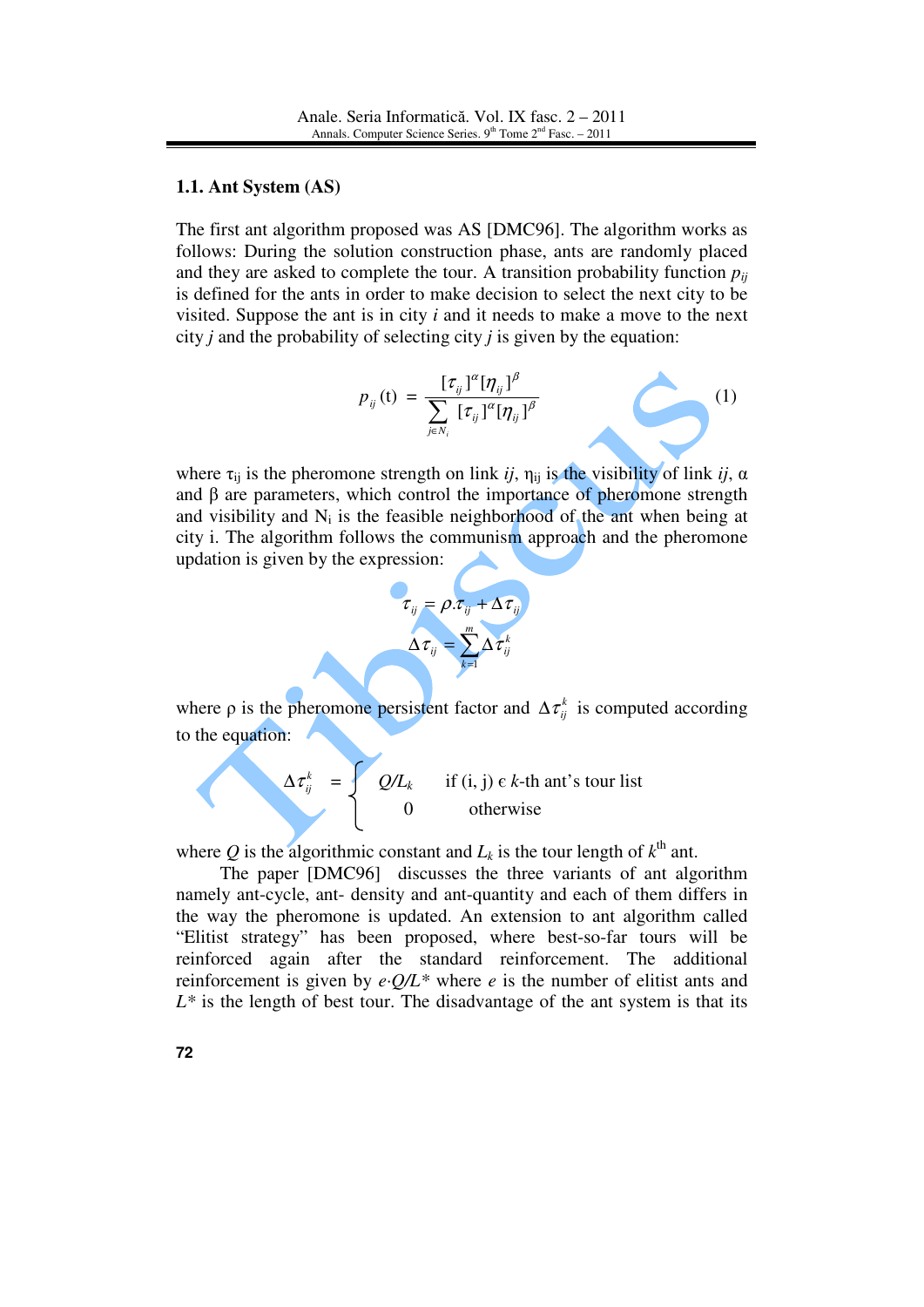### 1.1. Ant System (AS)

The first ant algorithm proposed was AS [DMC96]. The algorithm works as follows: During the solution construction phase, ants are randomly placed and they are asked to complete the tour. A transition probability function $p_{ij}$ is defined for the ants in order to make decision to select the next city to be visited. Suppose the ant is in city $i$ and it needs to make a move to the next city $j$ and the probability of selecting city $j$ is given by the equation:

$$p_{ij}(t) = \frac{[\tau_{ij}]^{\alpha}[\eta_{ij}]^{\beta}}{\sum_{j \in N_i} [\tau_{ij}]^{\alpha}[\eta_{ij}]^{\beta}} \qquad (1)$$

where $\tau_{ij}$ is the pheromone strength on link $ij$, $\eta_{ij}$ is the visibility of link $ij$, $\alpha$ and $\beta$ are parameters, which control the importance of pheromone strength and visibility and $N_i$ is the feasible neighborhood of the ant when being at city i. The algorithm follows the communism approach and the pheromone updation is given by the expression:

$$\tau_{ij} = \rho.\tau_{ij} + \Delta\tau_{ij}$$

$$\Delta\tau_{ij} = \sum_{k=1}^{m} \Delta\tau_{ij}^{k}$$

where $\rho$ is the pheromone persistent factor and $\Delta\tau_{ij}^{k}$ is computed according to the equation:

$$\Delta\tau_{ij}^{k} = \begin{cases} Q/L_k & \text{if } (i, j) \in k\text{-th ant's tour list} \\ 0 & \text{otherwise} \end{cases}$$

where $Q$ is the algorithmic constant and $L_k$ is the tour length of $k^{th}$ ant.

The paper [DMC96] discusses the three variants of ant algorithm namely ant-cycle, ant- density and ant-quantity and each of them differs in the way the pheromone is updated. An extension to ant algorithm called "Elitist strategy" has been proposed, where best-so-far tours will be reinforced again after the standard reinforcement. The additional reinforcement is given by $e \cdot Q/L^*$ where $e$ is the number of elitist ants and $L^*$ is the length of best tour. The disadvantage of the ant system is that its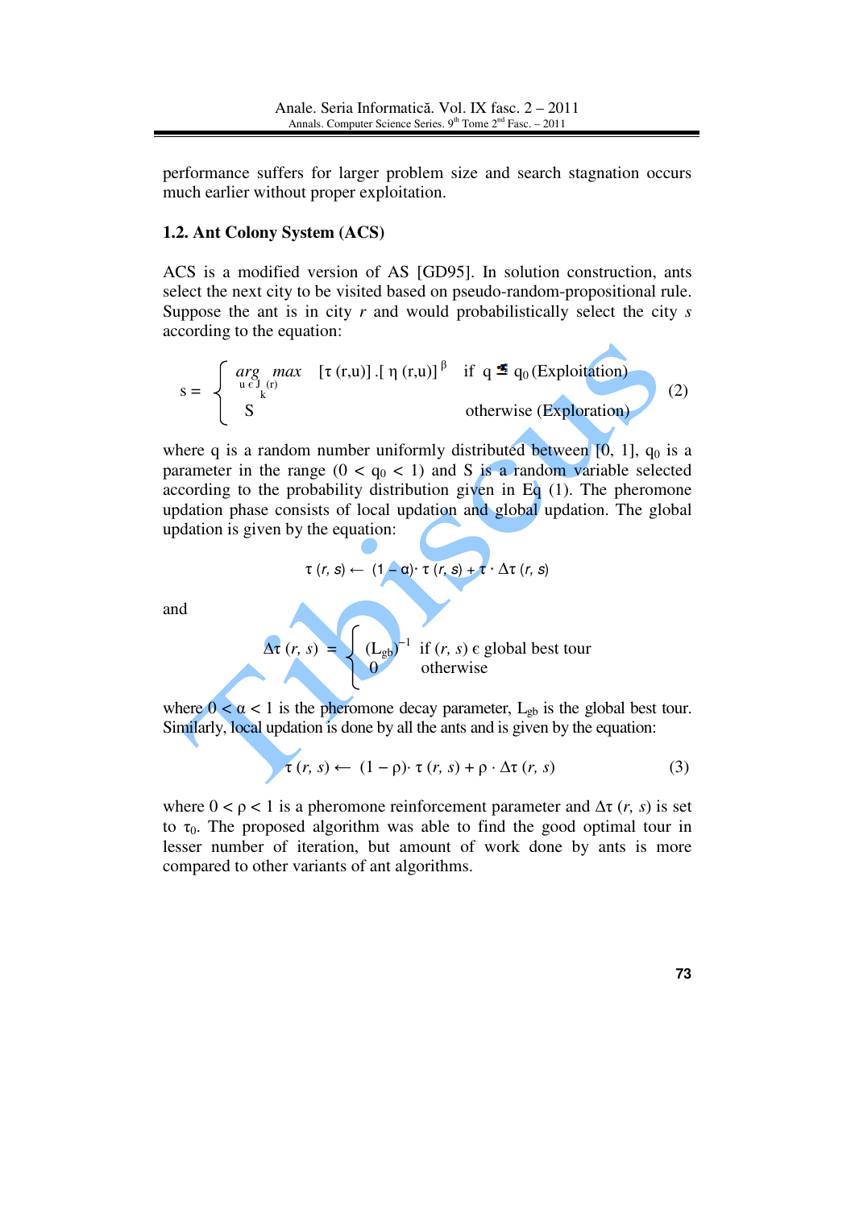performance suffers for larger problem size and search stagnation occurs much earlier without proper exploitation.

### 1.2. Ant Colony System (ACS)

ACS is a modified version of AS [GD95]. In solution construction, ants select the next city to be visited based on pseudo-random-propositional rule. Suppose the ant is in city *r* and would probabilistically select the city *s* according to the equation:

$$s = \begin{cases} \arg\max_{u \in J_k(r)} [\tau(r,u)].[\eta(r,u)]^{\beta} & \text{if } q \leq q_0 \text{ (Exploitation)} \\ S & \text{otherwise (Exploration)} \end{cases} \quad (2)$$

where q is a random number uniformly distributed between [0, 1], $q_0$ is a parameter in the range ($0 < q_0 < 1$) and S is a random variable selected according to the probability distribution given in Eq (1). The pheromone updation phase consists of local updation and global updation. The global updation is given by the equation:

$$\tau(r, s) \leftarrow (1 - \alpha) \cdot \tau(r, s) + \tau \cdot \Delta\tau(r, s)$$

and

$$\Delta\tau(r, s) = \begin{cases} (L_{gb})^{-1} & \text{if } (r, s) \in \text{global best tour} \\ 0 & \text{otherwise} \end{cases}$$

where $0 < \alpha < 1$ is the pheromone decay parameter, $L_{gb}$ is the global best tour. Similarly, local updation is done by all the ants and is given by the equation:

$$\tau(r, s) \leftarrow (1 - \rho) \cdot \tau(r, s) + \rho \cdot \Delta\tau(r, s) \quad (3)$$

where $0 < \rho < 1$ is a pheromone reinforcement parameter and $\Delta\tau(r, s)$ is set to $\tau_0$. The proposed algorithm was able to find the good optimal tour in lesser number of iteration, but amount of work done by ants is more compared to other variants of ant algorithms.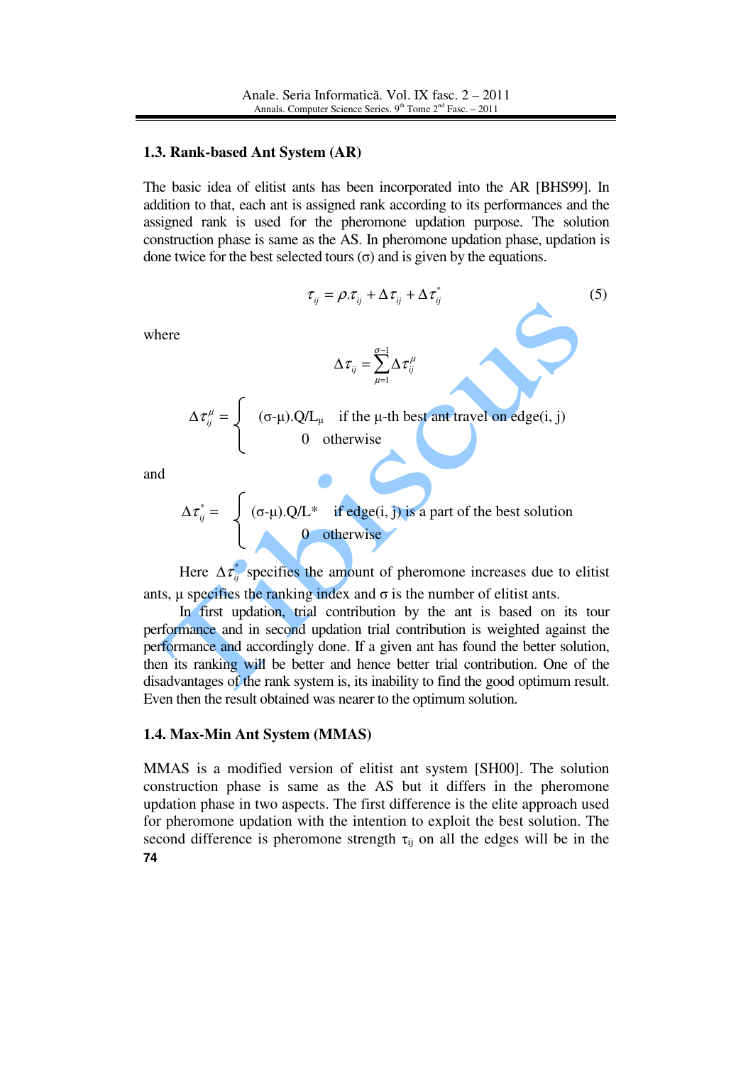### 1.3. Rank-based Ant System (AR)

The basic idea of elitist ants has been incorporated into the AR [BHS99]. In addition to that, each ant is assigned rank according to its performances and the assigned rank is used for the pheromone updation purpose. The solution construction phase is same as the AS. In pheromone updation phase, updation is done twice for the best selected tours (σ) and is given by the equations.

$$\tau_{ij} = \rho.\tau_{ij} + \Delta\tau_{ij} + \Delta\tau_{ij}^{*} \tag{5}$$

where

$$\Delta\tau_{ij} = \sum_{\mu=1}^{\sigma-1} \Delta\tau_{ij}^{\mu}$$

$$\Delta\tau_{ij}^{\mu} = \begin{cases} (\sigma-\mu).Q/L_{\mu} & \text{if the } \mu\text{-th best ant travel on edge}(i, j) \\ 0 & \text{otherwise} \end{cases}$$

and

$$\Delta\tau_{ij}^{*} = \begin{cases} (\sigma-\mu).Q/L^{*} & \text{if edge}(i, j) \text{ is a part of the best solution} \\ 0 & \text{otherwise} \end{cases}$$

Here $\Delta\tau_{ij}^{*}$ specifies the amount of pheromone increases due to elitist ants, μ specifies the ranking index and σ is the number of elitist ants.

In first updation, trial contribution by the ant is based on its tour performance and in second updation trial contribution is weighted against the performance and accordingly done. If a given ant has found the better solution, then its ranking will be better and hence better trial contribution. One of the disadvantages of the rank system is, its inability to find the good optimum result. Even then the result obtained was nearer to the optimum solution.

### 1.4. Max-Min Ant System (MMAS)

MMAS is a modified version of elitist ant system [SH00]. The solution construction phase is same as the AS but it differs in the pheromone updation phase in two aspects. The first difference is the elite approach used for pheromone updation with the intention to exploit the best solution. The second difference is pheromone strength $\tau_{ij}$ on all the edges will be in the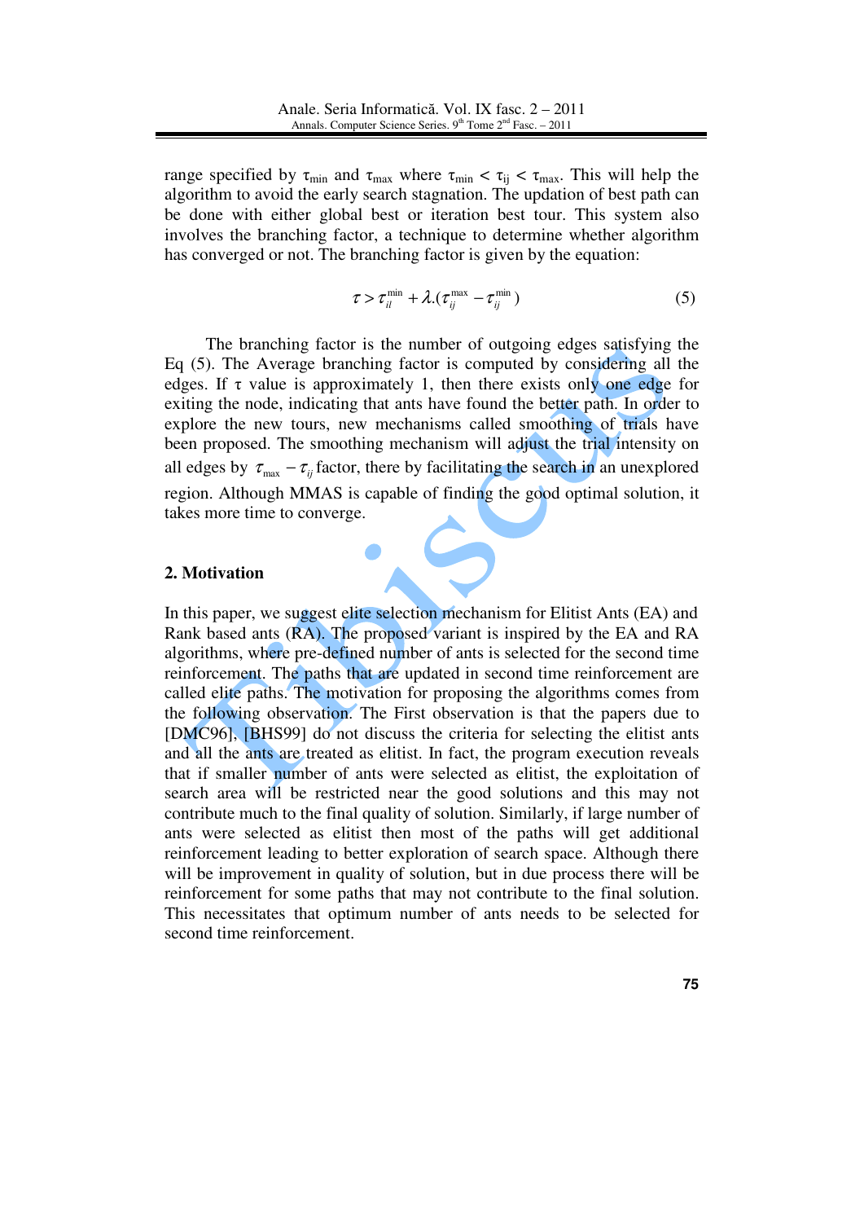range specified by $\tau_{min}$ and $\tau_{max}$ where $\tau_{min} < \tau_{ij} < \tau_{max}$. This will help the algorithm to avoid the early search stagnation. The updation of best path can be done with either global best or iteration best tour. This system also involves the branching factor, a technique to determine whether algorithm has converged or not. The branching factor is given by the equation:

$$\tau > \tau_{il}^{\min} + \lambda.(\tau_{ij}^{\max} - \tau_{ij}^{\min}) \tag{5}$$

The branching factor is the number of outgoing edges satisfying the Eq (5). The Average branching factor is computed by considering all the edges. If $\tau$ value is approximately 1, then there exists only one edge for exiting the node, indicating that ants have found the better path. In order to explore the new tours, new mechanisms called smoothing of trials have been proposed. The smoothing mechanism will adjust the trial intensity on all edges by $\tau_{\max} - \tau_{ij}$ factor, there by facilitating the search in an unexplored region. Although MMAS is capable of finding the good optimal solution, it takes more time to converge.

## 2. Motivation

In this paper, we suggest elite selection mechanism for Elitist Ants (EA) and Rank based ants (RA). The proposed variant is inspired by the EA and RA algorithms, where pre-defined number of ants is selected for the second time reinforcement. The paths that are updated in second time reinforcement are called elite paths. The motivation for proposing the algorithms comes from the following observation. The First observation is that the papers due to [DMC96], [BHS99] do not discuss the criteria for selecting the elitist ants and all the ants are treated as elitist. In fact, the program execution reveals that if smaller number of ants were selected as elitist, the exploitation of search area will be restricted near the good solutions and this may not contribute much to the final quality of solution. Similarly, if large number of ants were selected as elitist then most of the paths will get additional reinforcement leading to better exploration of search space. Although there will be improvement in quality of solution, but in due process there will be reinforcement for some paths that may not contribute to the final solution. This necessitates that optimum number of ants needs to be selected for second time reinforcement.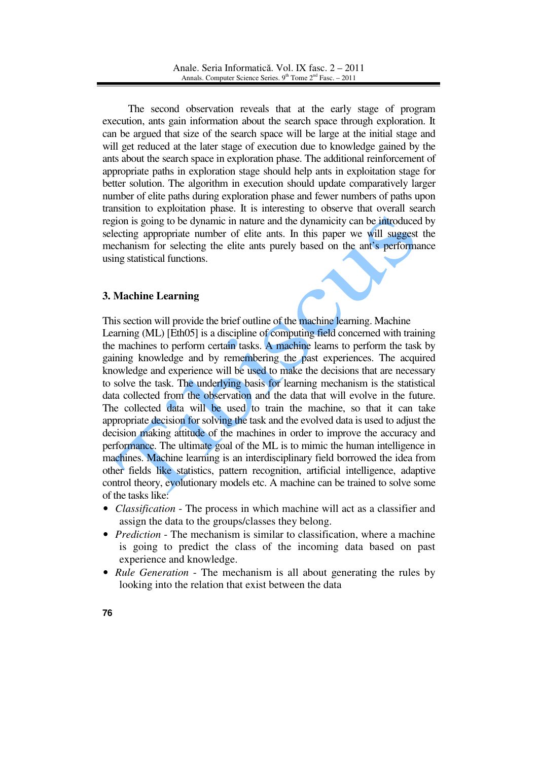The second observation reveals that at the early stage of program execution, ants gain information about the search space through exploration. It can be argued that size of the search space will be large at the initial stage and will get reduced at the later stage of execution due to knowledge gained by the ants about the search space in exploration phase. The additional reinforcement of appropriate paths in exploration stage should help ants in exploitation stage for better solution. The algorithm in execution should update comparatively larger number of elite paths during exploration phase and fewer numbers of paths upon transition to exploitation phase. It is interesting to observe that overall search region is going to be dynamic in nature and the dynamicity can be introduced by selecting appropriate number of elite ants. In this paper we will suggest the mechanism for selecting the elite ants purely based on the ant's performance using statistical functions.

## 3. Machine Learning

This section will provide the brief outline of the machine learning. Machine Learning (ML) [Eth05] is a discipline of computing field concerned with training the machines to perform certain tasks. A machine learns to perform the task by gaining knowledge and by remembering the past experiences. The acquired knowledge and experience will be used to make the decisions that are necessary to solve the task. The underlying basis for learning mechanism is the statistical data collected from the observation and the data that will evolve in the future. The collected data will be used to train the machine, so that it can take appropriate decision for solving the task and the evolved data is used to adjust the decision making attitude of the machines in order to improve the accuracy and performance. The ultimate goal of the ML is to mimic the human intelligence in machines. Machine learning is an interdisciplinary field borrowed the idea from other fields like statistics, pattern recognition, artificial intelligence, adaptive control theory, evolutionary models etc. A machine can be trained to solve some of the tasks like:

- *Classification* - The process in which machine will act as a classifier and assign the data to the groups/classes they belong.
- *Prediction* - The mechanism is similar to classification, where a machine is going to predict the class of the incoming data based on past experience and knowledge.
- *Rule Generation* - The mechanism is all about generating the rules by looking into the relation that exist between the data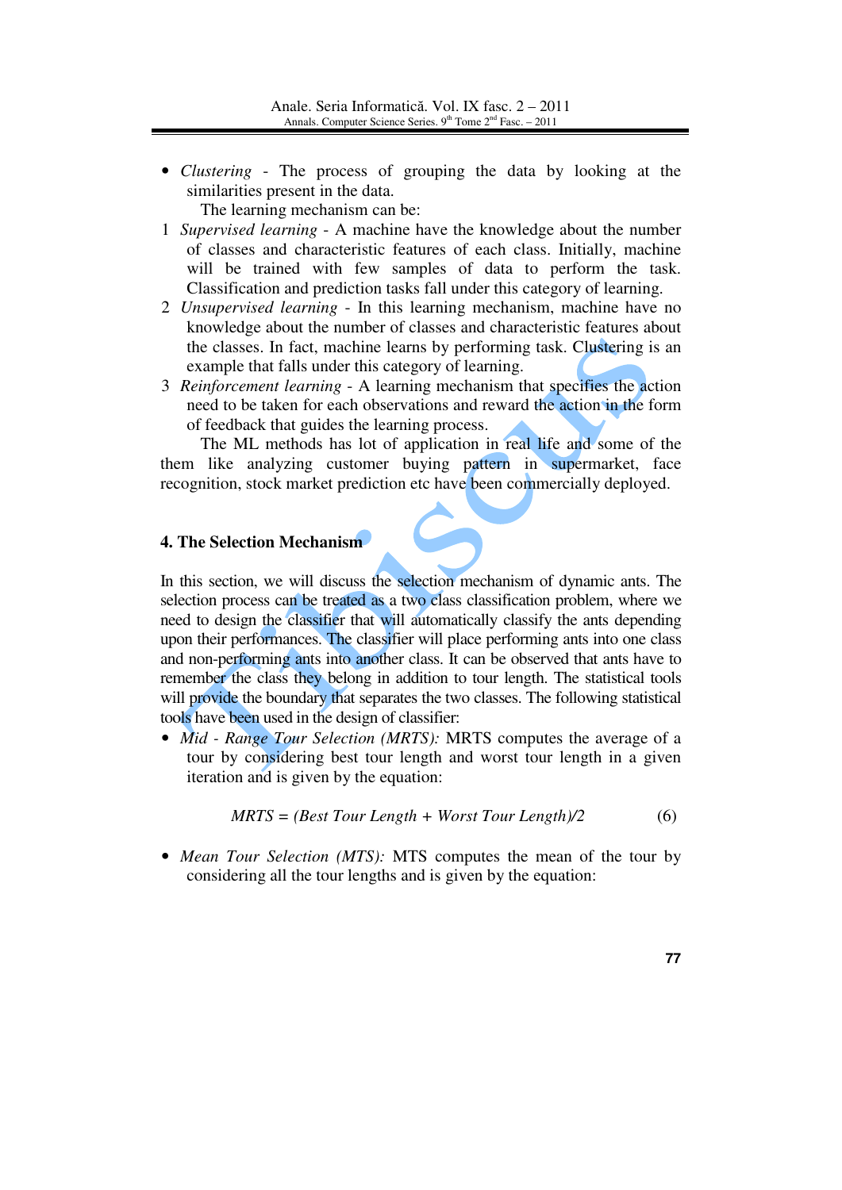- *Clustering* - The process of grouping the data by looking at the similarities present in the data.

  The learning mechanism can be:

1. *Supervised learning* - A machine have the knowledge about the number of classes and characteristic features of each class. Initially, machine will be trained with few samples of data to perform the task. Classification and prediction tasks fall under this category of learning.
2. *Unsupervised learning* - In this learning mechanism, machine have no knowledge about the number of classes and characteristic features about the classes. In fact, machine learns by performing task. Clustering is an example that falls under this category of learning.
3. *Reinforcement learning* - A learning mechanism that specifies the action need to be taken for each observations and reward the action in the form of feedback that guides the learning process.

The ML methods has lot of application in real life and some of the them like analyzing customer buying pattern in supermarket, face recognition, stock market prediction etc have been commercially deployed.

## 4. The Selection Mechanism

In this section, we will discuss the selection mechanism of dynamic ants. The selection process can be treated as a two class classification problem, where we need to design the classifier that will automatically classify the ants depending upon their performances. The classifier will place performing ants into one class and non-performing ants into another class. It can be observed that ants have to remember the class they belong in addition to tour length. The statistical tools will provide the boundary that separates the two classes. The following statistical tools have been used in the design of classifier:

- *Mid - Range Tour Selection (MRTS):* MRTS computes the average of a tour by considering best tour length and worst tour length in a given iteration and is given by the equation:

$$MRTS = (Best\ Tour\ Length + Worst\ Tour\ Length)/2 \qquad (6)$$

- *Mean Tour Selection (MTS):* MTS computes the mean of the tour by considering all the tour lengths and is given by the equation: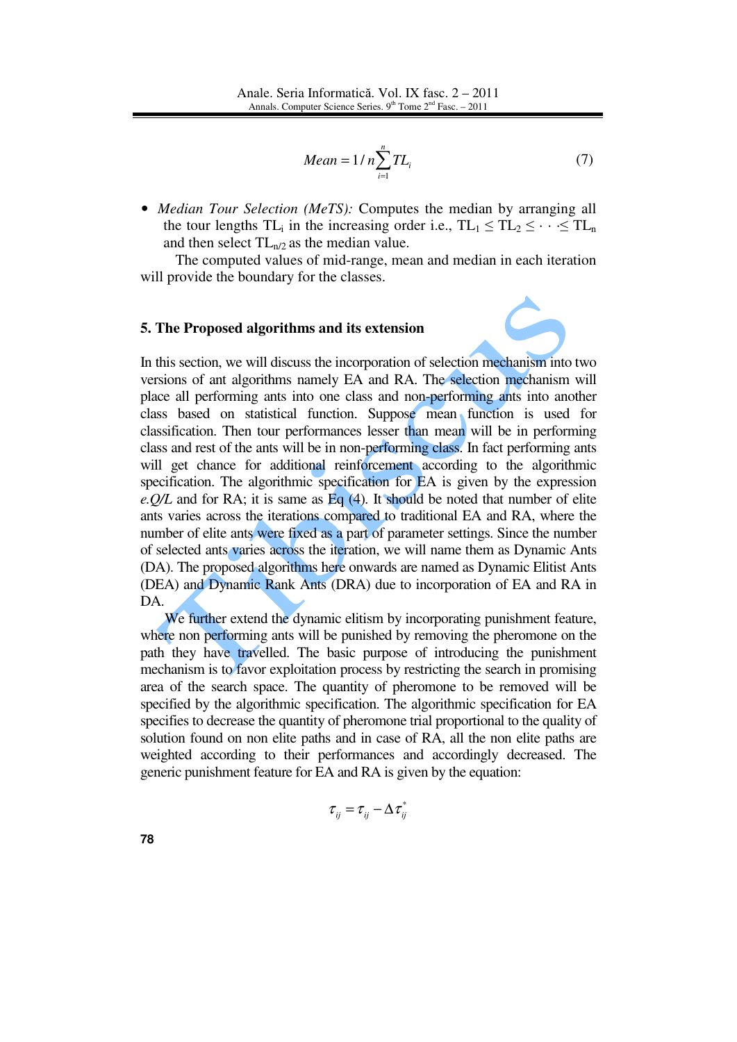$$Mean = 1/n\sum_{i=1}^{n} TL_i \tag{7}$$

- *Median Tour Selection (MeTS):* Computes the median by arranging all the tour lengths $TL_i$ in the increasing order i.e., $TL_1 \leq TL_2 \leq \cdots \leq TL_n$ and then select $TL_{n/2}$ as the median value.

The computed values of mid-range, mean and median in each iteration will provide the boundary for the classes.

## 5. The Proposed algorithms and its extension

In this section, we will discuss the incorporation of selection mechanism into two versions of ant algorithms namely EA and RA. The selection mechanism will place all performing ants into one class and non-performing ants into another class based on statistical function. Suppose mean function is used for classification. Then tour performances lesser than mean will be in performing class and rest of the ants will be in non-performing class. In fact performing ants will get chance for additional reinforcement according to the algorithmic specification. The algorithmic specification for EA is given by the expression *e.Q/L* and for RA; it is same as Eq (4). It should be noted that number of elite ants varies across the iterations compared to traditional EA and RA, where the number of elite ants were fixed as a part of parameter settings. Since the number of selected ants varies across the iteration, we will name them as Dynamic Ants (DA). The proposed algorithms here onwards are named as Dynamic Elitist Ants (DEA) and Dynamic Rank Ants (DRA) due to incorporation of EA and RA in DA.

We further extend the dynamic elitism by incorporating punishment feature, where non performing ants will be punished by removing the pheromone on the path they have travelled. The basic purpose of introducing the punishment mechanism is to favor exploitation process by restricting the search in promising area of the search space. The quantity of pheromone to be removed will be specified by the algorithmic specification. The algorithmic specification for EA specifies to decrease the quantity of pheromone trial proportional to the quality of solution found on non elite paths and in case of RA, all the non elite paths are weighted according to their performances and accordingly decreased. The generic punishment feature for EA and RA is given by the equation:

$$\tau_{ij} = \tau_{ij} - \Delta\tau_{ij}^{*}$$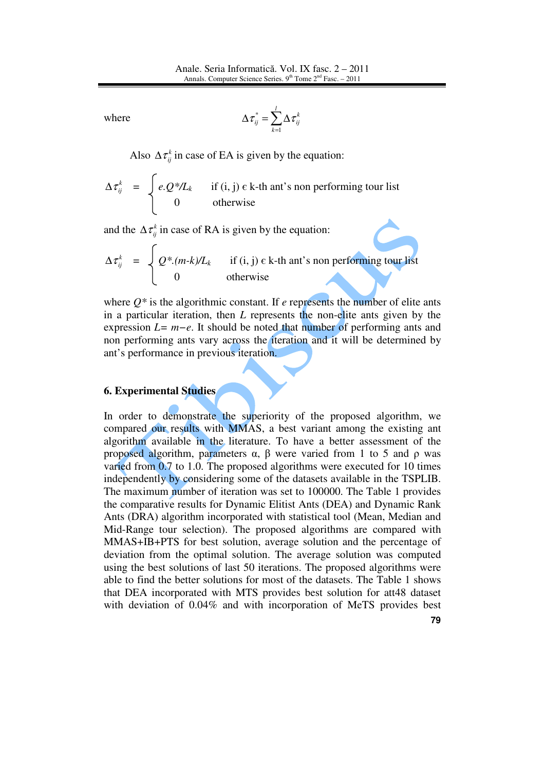where $$\Delta\tau_{ij}^{*} = \sum_{k=1}^{l} \Delta\tau_{ij}^{k}$$

Also $\Delta\tau_{ij}^{k}$ in case of EA is given by the equation:

$$\Delta\tau_{ij}^{k} = \begin{cases} e.Q^{*}/L_k & \text{if (i, j) } \epsilon \text{ k-th ant's non performing tour list} \\ 0 & \text{otherwise} \end{cases}$$

and the $\Delta\tau_{ij}^{k}$ in case of RA is given by the equation:

$$\Delta\tau_{ij}^{k} = \begin{cases} Q^{*}.(m-k)/L_k & \text{if (i, j) } \epsilon \text{ k-th ant's non performing tour list} \\ 0 & \text{otherwise} \end{cases}$$

where $Q^{*}$ is the algorithmic constant. If $e$ represents the number of elite ants in a particular iteration, then $L$ represents the non-elite ants given by the expression $L = m - e$. It should be noted that number of performing ants and non performing ants vary across the iteration and it will be determined by ant's performance in previous iteration.

## 6. Experimental Studies

In order to demonstrate the superiority of the proposed algorithm, we compared our results with MMAS, a best variant among the existing ant algorithm available in the literature. To have a better assessment of the proposed algorithm, parameters α, β were varied from 1 to 5 and ρ was varied from 0.7 to 1.0. The proposed algorithms were executed for 10 times independently by considering some of the datasets available in the TSPLIB. The maximum number of iteration was set to 100000. The Table 1 provides the comparative results for Dynamic Elitist Ants (DEA) and Dynamic Rank Ants (DRA) algorithm incorporated with statistical tool (Mean, Median and Mid-Range tour selection). The proposed algorithms are compared with MMAS+IB+PTS for best solution, average solution and the percentage of deviation from the optimal solution. The average solution was computed using the best solutions of last 50 iterations. The proposed algorithms were able to find the better solutions for most of the datasets. The Table 1 shows that DEA incorporated with MTS provides best solution for att48 dataset with deviation of 0.04% and with incorporation of MeTS provides best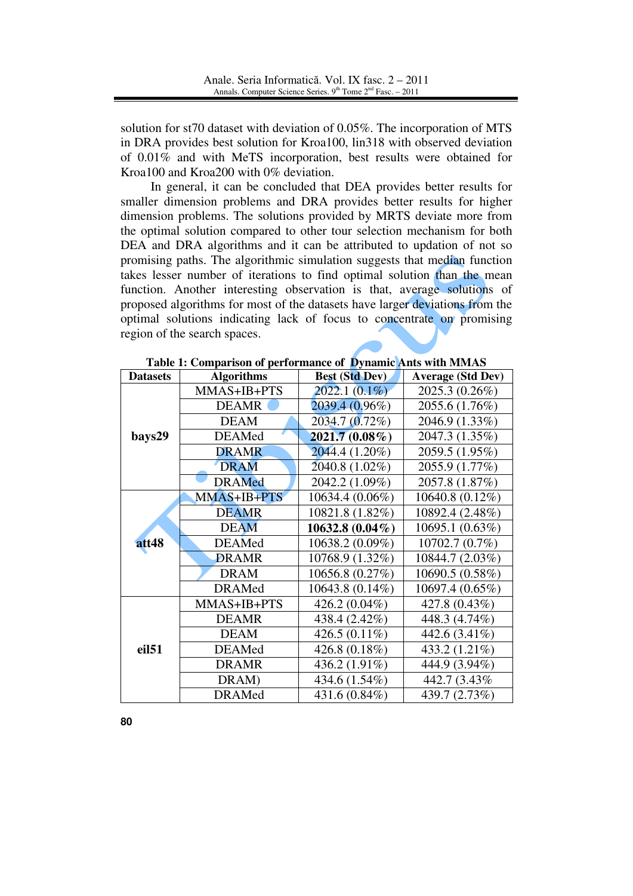solution for st70 dataset with deviation of 0.05%. The incorporation of MTS in DRA provides best solution for Kroa100, lin318 with observed deviation of 0.01% and with MeTS incorporation, best results were obtained for Kroa100 and Kroa200 with 0% deviation.

In general, it can be concluded that DEA provides better results for smaller dimension problems and DRA provides better results for higher dimension problems. The solutions provided by MRTS deviate more from the optimal solution compared to other tour selection mechanism for both DEA and DRA algorithms and it can be attributed to updation of not so promising paths. The algorithmic simulation suggests that median function takes lesser number of iterations to find optimal solution than the mean function. Another interesting observation is that, average solutions of proposed algorithms for most of the datasets have larger deviations from the optimal solutions indicating lack of focus to concentrate on promising region of the search spaces.

**Table 1: Comparison of performance of Dynamic Ants with MMAS**

| Datasets | Algorithms | Best (Std Dev) | Average (Std Dev) |
|---|---|---|---|
| **bays29** | MMAS+IB+PTS | 2022.1 (0.1%) | 2025.3 (0.26%) |
| | DEAMR | 2039.4 (0.96%) | 2055.6 (1.76%) |
| | DEAM | 2034.7 (0.72%) | 2046.9 (1.33%) |
| | DEAMed | **2021.7 (0.08%)** | 2047.3 (1.35%) |
| | DRAMR | 2044.4 (1.20%) | 2059.5 (1.95%) |
| | DRAM | 2040.8 (1.02%) | 2055.9 (1.77%) |
| | DRAMed | 2042.2 (1.09%) | 2057.8 (1.87%) |
| **att48** | MMAS+IB+PTS | 10634.4 (0.06%) | 10640.8 (0.12%) |
| | DEAMR | 10821.8 (1.82%) | 10892.4 (2.48%) |
| | DEAM | **10632.8 (0.04%)** | 10695.1 (0.63%) |
| | DEAMed | 10638.2 (0.09%) | 10702.7 (0.7%) |
| | DRAMR | 10768.9 (1.32%) | 10844.7 (2.03%) |
| | DRAM | 10656.8 (0.27%) | 10690.5 (0.58%) |
| | DRAMed | 10643.8 (0.14%) | 10697.4 (0.65%) |
| **eil51** | MMAS+IB+PTS | 426.2 (0.04%) | 427.8 (0.43%) |
| | DEAMR | 438.4 (2.42%) | 448.3 (4.74%) |
| | DEAM | 426.5 (0.11%) | 442.6 (3.41%) |
| | DEAMed | 426.8 (0.18%) | 433.2 (1.21%) |
| | DRAMR | 436.2 (1.91%) | 444.9 (3.94%) |
| | DRAM) | 434.6 (1.54%) | 442.7 (3.43% |
| | DRAMed | 431.6 (0.84%) | 439.7 (2.73%) |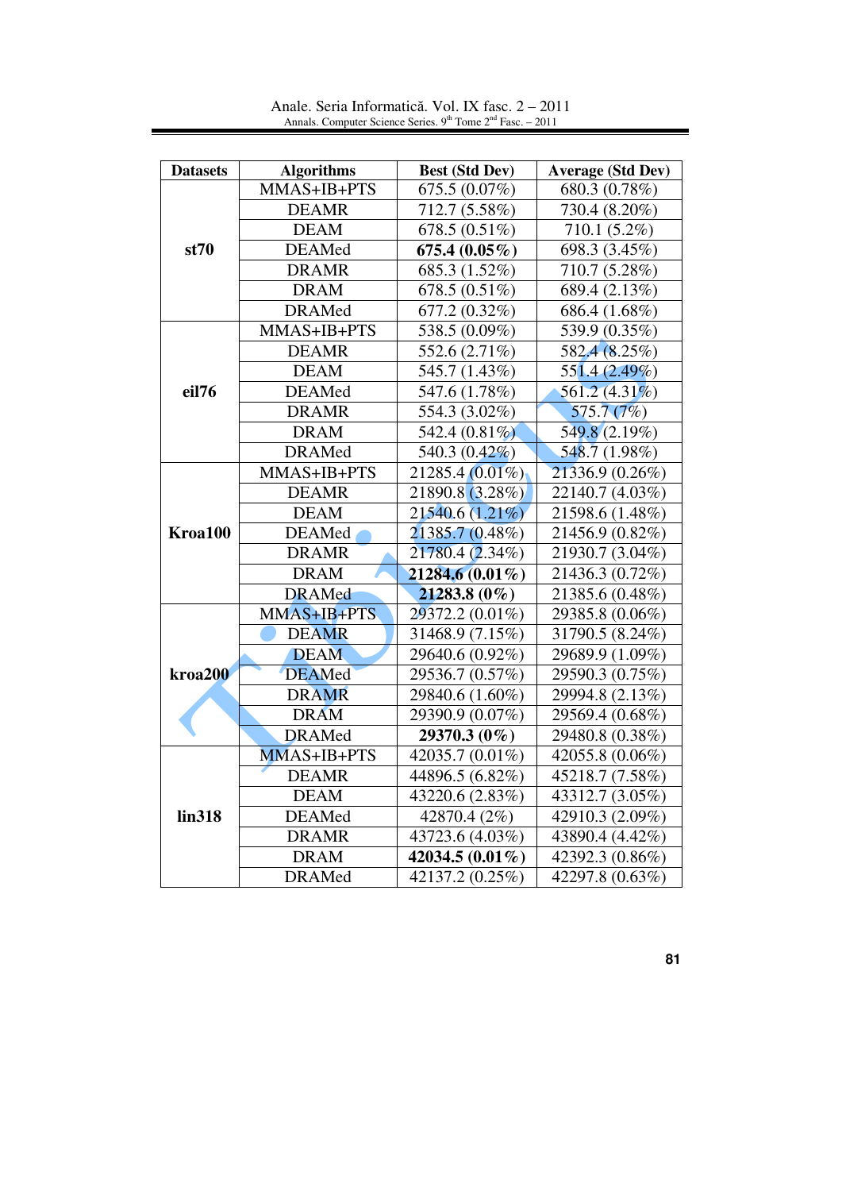| Datasets | Algorithms | Best (Std Dev) | Average (Std Dev) |
|---|---|---|---|
| **st70** | MMAS+IB+PTS | 675.5 (0.07%) | 680.3 (0.78%) |
| | DEAMR | 712.7 (5.58%) | 730.4 (8.20%) |
| | DEAM | 678.5 (0.51%) | 710.1 (5.2%) |
| | DEAMed | **675.4 (0.05%)** | 698.3 (3.45%) |
| | DRAMR | 685.3 (1.52%) | 710.7 (5.28%) |
| | DRAM | 678.5 (0.51%) | 689.4 (2.13%) |
| | DRAMed | 677.2 (0.32%) | 686.4 (1.68%) |
| **eil76** | MMAS+IB+PTS | 538.5 (0.09%) | 539.9 (0.35%) |
| | DEAMR | 552.6 (2.71%) | 582.4 (8.25%) |
| | DEAM | 545.7 (1.43%) | 551.4 (2.49%) |
| | DEAMed | 547.6 (1.78%) | 561.2 (4.31%) |
| | DRAMR | 554.3 (3.02%) | 575.7 (7%) |
| | DRAM | 542.4 (0.81%) | 549.8 (2.19%) |
| | DRAMed | 540.3 (0.42%) | 548.7 (1.98%) |
| **Kroa100** | MMAS+IB+PTS | 21285.4 (0.01%) | 21336.9 (0.26%) |
| | DEAMR | 21890.8 (3.28%) | 22140.7 (4.03%) |
| | DEAM | 21540.6 (1.21%) | 21598.6 (1.48%) |
| | DEAMed | 21385.7 (0.48%) | 21456.9 (0.82%) |
| | DRAMR | 21780.4 (2.34%) | 21930.7 (3.04%) |
| | DRAM | **21284.6 (0.01%)** | 21436.3 (0.72%) |
| | DRAMed | **21283.8 (0%)** | 21385.6 (0.48%) |
| **kroa200** | MMAS+IB+PTS | 29372.2 (0.01%) | 29385.8 (0.06%) |
| | DEAMR | 31468.9 (7.15%) | 31790.5 (8.24%) |
| | DEAM | 29640.6 (0.92%) | 29689.9 (1.09%) |
| | DEAMed | 29536.7 (0.57%) | 29590.3 (0.75%) |
| | DRAMR | 29840.6 (1.60%) | 29994.8 (2.13%) |
| | DRAM | 29390.9 (0.07%) | 29569.4 (0.68%) |
| | DRAMed | **29370.3 (0%)** | 29480.8 (0.38%) |
| **lin318** | MMAS+IB+PTS | 42035.7 (0.01%) | 42055.8 (0.06%) |
| | DEAMR | 44896.5 (6.82%) | 45218.7 (7.58%) |
| | DEAM | 43220.6 (2.83%) | 43312.7 (3.05%) |
| | DEAMed | 42870.4 (2%) | 42910.3 (2.09%) |
| | DRAMR | 43723.6 (4.03%) | 43890.4 (4.42%) |
| | DRAM | **42034.5 (0.01%)** | 42392.3 (0.86%) |
| | DRAMed | 42137.2 (0.25%) | 42297.8 (0.63%) |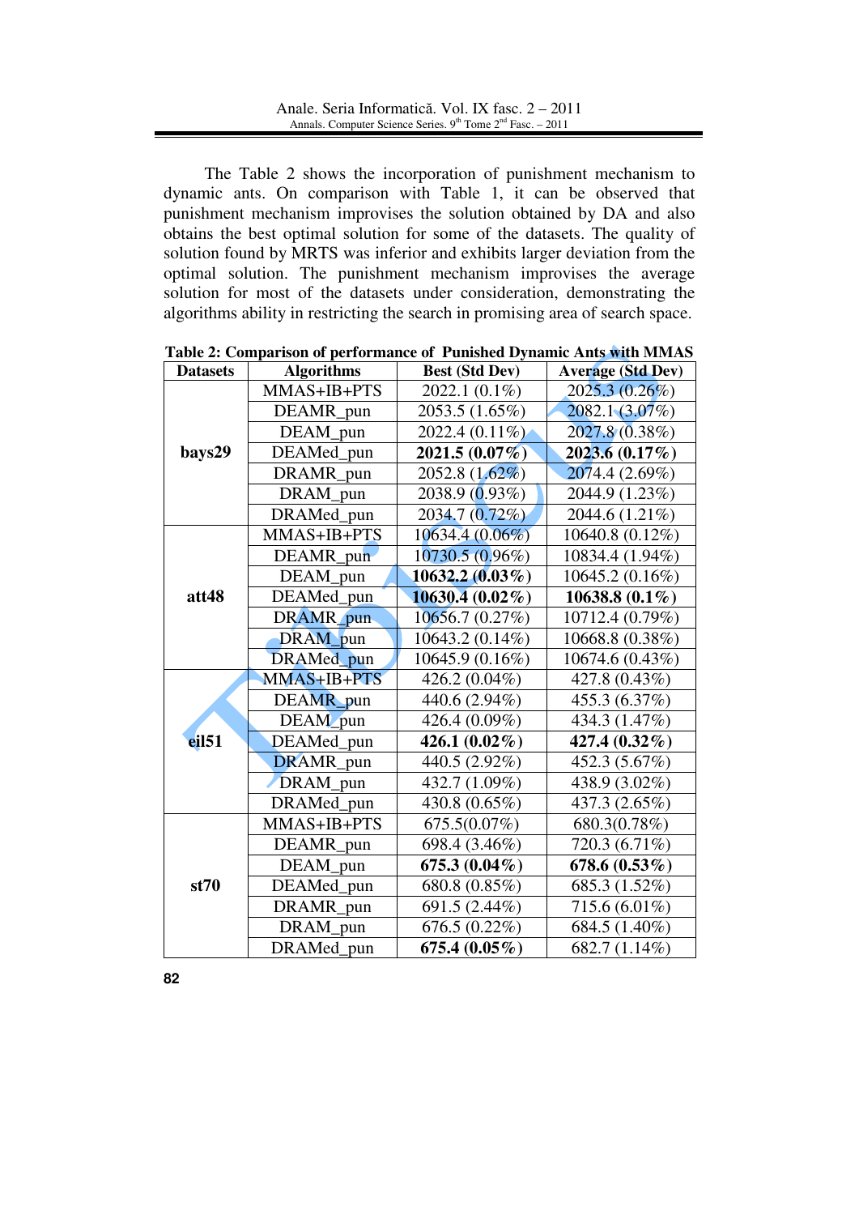The Table 2 shows the incorporation of punishment mechanism to dynamic ants. On comparison with Table 1, it can be observed that punishment mechanism improvises the solution obtained by DA and also obtains the best optimal solution for some of the datasets. The quality of solution found by MRTS was inferior and exhibits larger deviation from the optimal solution. The punishment mechanism improves the average solution for most of the datasets under consideration, demonstrating the algorithms ability in restricting the search in promising area of search space.

**Table 2: Comparison of performance of Punished Dynamic Ants with MMAS**

| Datasets | Algorithms | Best (Std Dev) | Average (Std Dev) |
|---|---|---|---|
| **bays29** | MMAS+IB+PTS | 2022.1 (0.1%) | 2025.3 (0.26%) |
| | DEAMR_pun | 2053.5 (1.65%) | 2082.1 (3.07%) |
| | DEAM_pun | 2022.4 (0.11%) | 2027.8 (0.38%) |
| | DEAMed_pun | **2021.5 (0.07%)** | **2023.6 (0.17%)** |
| | DRAMR_pun | 2052.8 (1.62%) | 2074.4 (2.69%) |
| | DRAM_pun | 2038.9 (0.93%) | 2044.9 (1.23%) |
| | DRAMed_pun | 2034.7 (0.72%) | 2044.6 (1.21%) |
| **att48** | MMAS+IB+PTS | 10634.4 (0.06%) | 10640.8 (0.12%) |
| | DEAMR_pun | 10730.5 (0.96%) | 10834.4 (1.94%) |
| | DEAM_pun | **10632.2 (0.03%)** | 10645.2 (0.16%) |
| | DEAMed_pun | **10630.4 (0.02%)** | **10638.8 (0.1%)** |
| | DRAMR_pun | 10656.7 (0.27%) | 10712.4 (0.79%) |
| | DRAM_pun | 10643.2 (0.14%) | 10668.8 (0.38%) |
| | DRAMed_pun | 10645.9 (0.16%) | 10674.6 (0.43%) |
| **eil51** | MMAS+IB+PTS | 426.2 (0.04%) | 427.8 (0.43%) |
| | DEAMR_pun | 440.6 (2.94%) | 455.3 (6.37%) |
| | DEAM_pun | 426.4 (0.09%) | 434.3 (1.47%) |
| | DEAMed_pun | **426.1 (0.02%)** | **427.4 (0.32%)** |
| | DRAMR_pun | 440.5 (2.92%) | 452.3 (5.67%) |
| | DRAM_pun | 432.7 (1.09%) | 438.9 (3.02%) |
| | DRAMed_pun | 430.8 (0.65%) | 437.3 (2.65%) |
| **st70** | MMAS+IB+PTS | 675.5(0.07%) | 680.3(0.78%) |
| | DEAMR_pun | 698.4 (3.46%) | 720.3 (6.71%) |
| | DEAM_pun | **675.3 (0.04%)** | **678.6 (0.53%)** |
| | DEAMed_pun | 680.8 (0.85%) | 685.3 (1.52%) |
| | DRAMR_pun | 691.5 (2.44%) | 715.6 (6.01%) |
| | DRAM_pun | 676.5 (0.22%) | 684.5 (1.40%) |
| | DRAMed_pun | **675.4 (0.05%)** | 682.7 (1.14%) |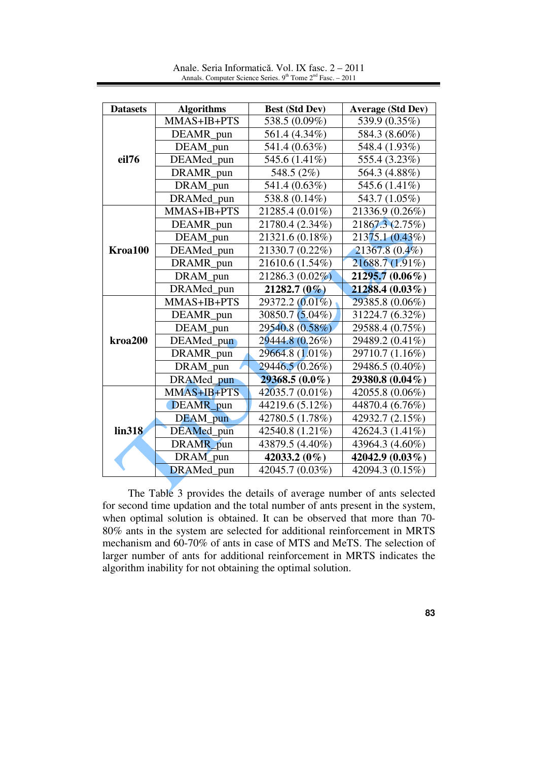| Datasets | Algorithms | Best (Std Dev) | Average (Std Dev) |
|---|---|---|---|
| eil76 | MMAS+IB+PTS | 538.5 (0.09%) | 539.9 (0.35%) |
| | DEAMR_pun | 561.4 (4.34%) | 584.3 (8.60%) |
| | DEAM_pun | 541.4 (0.63%) | 548.4 (1.93%) |
| | DEAMed_pun | 545.6 (1.41%) | 555.4 (3.23%) |
| | DRAMR_pun | 548.5 (2%) | 564.3 (4.88%) |
| | DRAM_pun | 541.4 (0.63%) | 545.6 (1.41%) |
| | DRAMed_pun | 538.8 (0.14%) | 543.7 (1.05%) |
| Kroa100 | MMAS+IB+PTS | 21285.4 (0.01%) | 21336.9 (0.26%) |
| | DEAMR_pun | 21780.4 (2.34%) | 21867.3 (2.75%) |
| | DEAM_pun | 21321.6 (0.18%) | 21375.1 (0.43%) |
| | DEAMed_pun | 21330.7 (0.22%) | 21367.8 (0.4%) |
| | DRAMR_pun | 21610.6 (1.54%) | 21688.7 (1.91%) |
| | DRAM_pun | 21286.3 (0.02%) | **21295.7 (0.06%)** |
| | DRAMed_pun | **21282.7 (0%)** | **21288.4 (0.03%)** |
| kroa200 | MMAS+IB+PTS | 29372.2 (0.01%) | 29385.8 (0.06%) |
| | DEAMR_pun | 30850.7 (5.04%) | 31224.7 (6.32%) |
| | DEAM_pun | 29540.8 (0.58%) | 29588.4 (0.75%) |
| | DEAMed_pun | 29444.8 (0.26%) | 29489.2 (0.41%) |
| | DRAMR_pun | 29664.8 (1.01%) | 29710.7 (1.16%) |
| | DRAM_pun | 29446.5 (0.26%) | 29486.5 (0.40%) |
| | DRAMed_pun | **29368.5 (0.0%)** | **29380.8 (0.04%)** |
| lin318 | MMAS+IB+PTS | 42035.7 (0.01%) | 42055.8 (0.06%) |
| | DEAMR_pun | 44219.6 (5.12%) | 44870.4 (6.76%) |
| | DEAM_pun | 42780.5 (1.78%) | 42932.7 (2.15%) |
| | DEAMed_pun | 42540.8 (1.21%) | 42624.3 (1.41%) |
| | DRAMR_pun | 43879.5 (4.40%) | 43964.3 (4.60%) |
| | DRAM_pun | **42033.2 (0%)** | **42042.9 (0.03%)** |
| | DRAMed_pun | 42045.7 (0.03%) | 42094.3 (0.15%) |

The Table 3 provides the details of average number of ants selected for second time updation and the total number of ants present in the system, when optimal solution is obtained. It can be observed that more than 70-80% ants in the system are selected for additional reinforcement in MRTS mechanism and 60-70% of ants in case of MTS and MeTS. The selection of larger number of ants for additional reinforcement in MRTS indicates the algorithm inability for not obtaining the optimal solution.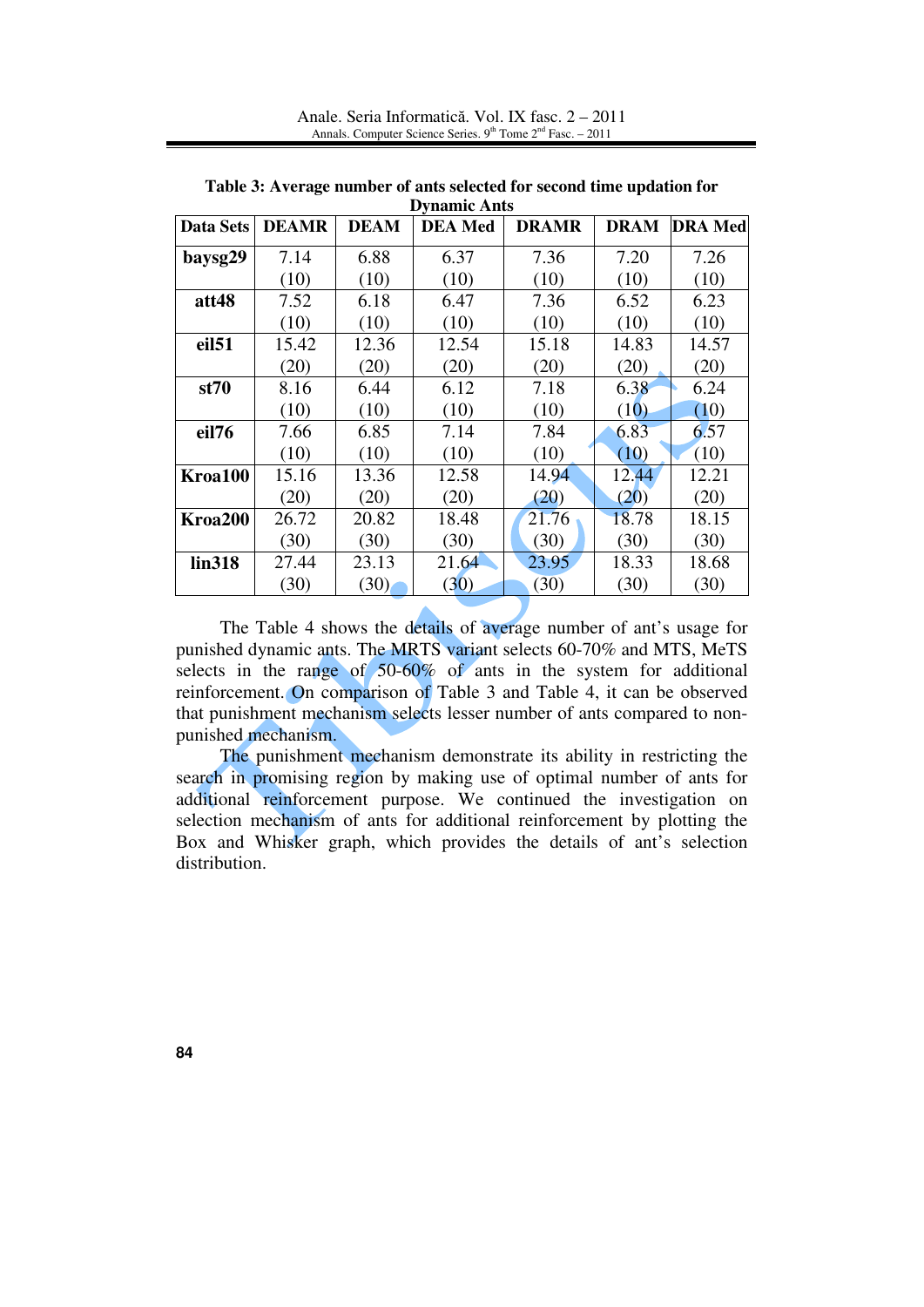**Table 3: Average number of ants selected for second time updation for Dynamic Ants**

| Data Sets | DEAMR | DEAM | DEA Med | DRAMR | DRAM | DRA Med |
|---|---|---|---|---|---|---|
| **baysg29** | 7.14 (10) | 6.88 (10) | 6.37 (10) | 7.36 (10) | 7.20 (10) | 7.26 (10) |
| **att48** | 7.52 (10) | 6.18 (10) | 6.47 (10) | 7.36 (10) | 6.52 (10) | 6.23 (10) |
| **eil51** | 15.42 (20) | 12.36 (20) | 12.54 (20) | 15.18 (20) | 14.83 (20) | 14.57 (20) |
| **st70** | 8.16 (10) | 6.44 (10) | 6.12 (10) | 7.18 (10) | 6.38 (10) | 6.24 (10) |
| **eil76** | 7.66 (10) | 6.85 (10) | 7.14 (10) | 7.84 (10) | 6.83 (10) | 6.57 (10) |
| **Kroa100** | 15.16 (20) | 13.36 (20) | 12.58 (20) | 14.94 (20) | 12.44 (20) | 12.21 (20) |
| **Kroa200** | 26.72 (30) | 20.82 (30) | 18.48 (30) | 21.76 (30) | 18.78 (30) | 18.15 (30) |
| **lin318** | 27.44 (30) | 23.13 (30) | 21.64 (30) | 23.95 (30) | 18.33 (30) | 18.68 (30) |

The Table 4 shows the details of average number of ant's usage for punished dynamic ants. The MRTS variant selects 60-70% and MTS, MeTS selects in the range of 50-60% of ants in the system for additional reinforcement. On comparison of Table 3 and Table 4, it can be observed that punishment mechanism selects lesser number of ants compared to non-punished mechanism.

The punishment mechanism demonstrate its ability in restricting the search in promising region by making use of optimal number of ants for additional reinforcement purpose. We continued the investigation on selection mechanism of ants for additional reinforcement by plotting the Box and Whisker graph, which provides the details of ant's selection distribution.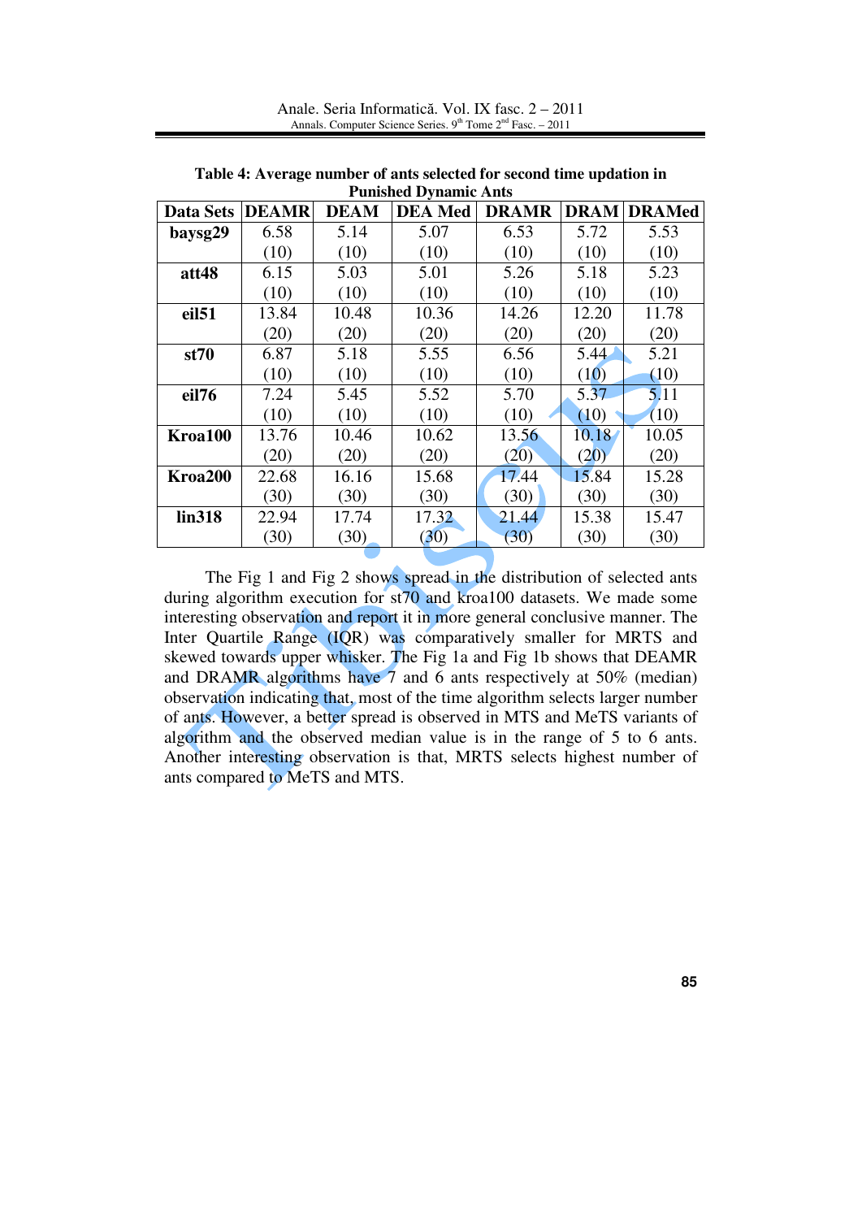**Table 4: Average number of ants selected for second time updation in Punished Dynamic Ants**

| Data Sets | DEAMR | DEAM | DEA Med | DRAMR | DRAM | DRAMed |
|---|---|---|---|---|---|---|
| **baysg29** | 6.58 (10) | 5.14 (10) | 5.07 (10) | 6.53 (10) | 5.72 (10) | 5.53 (10) |
| **att48** | 6.15 (10) | 5.03 (10) | 5.01 (10) | 5.26 (10) | 5.18 (10) | 5.23 (10) |
| **eil51** | 13.84 (20) | 10.48 (20) | 10.36 (20) | 14.26 (20) | 12.20 (20) | 11.78 (20) |
| **st70** | 6.87 (10) | 5.18 (10) | 5.55 (10) | 6.56 (10) | 5.44 (10) | 5.21 (10) |
| **eil76** | 7.24 (10) | 5.45 (10) | 5.52 (10) | 5.70 (10) | 5.37 (10) | 5.11 (10) |
| **Kroa100** | 13.76 (20) | 10.46 (20) | 10.62 (20) | 13.56 (20) | 10.18 (20) | 10.05 (20) |
| **Kroa200** | 22.68 (30) | 16.16 (30) | 15.68 (30) | 17.44 (30) | 15.84 (30) | 15.28 (30) |
| **lin318** | 22.94 (30) | 17.74 (30) | 17.32 (30) | 21.44 (30) | 15.38 (30) | 15.47 (30) |

The Fig 1 and Fig 2 shows spread in the distribution of selected ants during algorithm execution for st70 and kroa100 datasets. We made some interesting observation and report it in more general conclusive manner. The Inter Quartile Range (IQR) was comparatively smaller for MRTS and skewed towards upper whisker. The Fig 1a and Fig 1b shows that DEAMR and DRAMR algorithms have 7 and 6 ants respectively at 50% (median) observation indicating that, most of the time algorithm selects larger number of ants. However, a better spread is observed in MTS and MeTS variants of algorithm and the observed median value is in the range of 5 to 6 ants. Another interesting observation is that, MRTS selects highest number of ants compared to MeTS and MTS.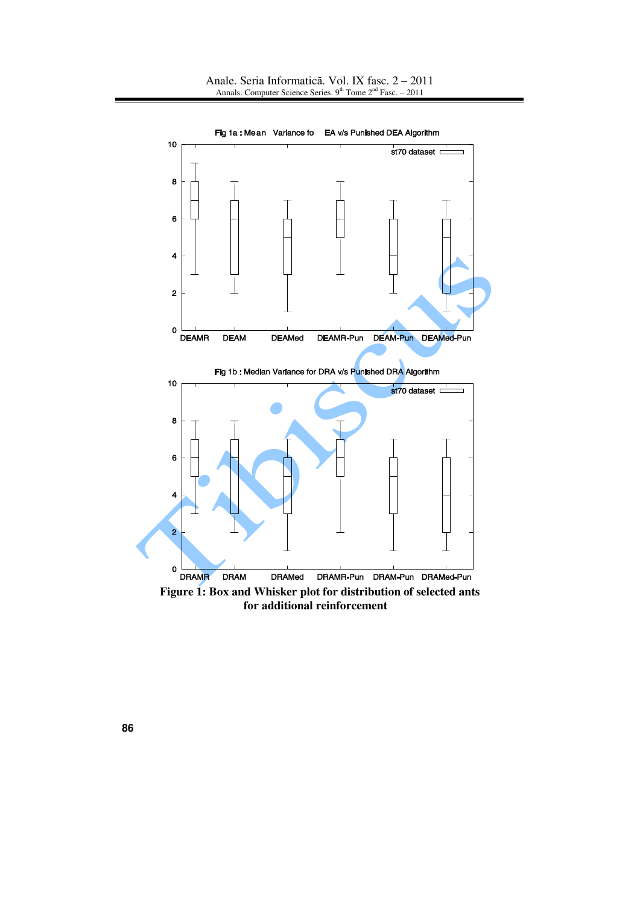Fig 1a : Mean Variance fo EA v/s Punished DEA Algorithm

Fig 1b : Median Variance for DRA v/s Punished DRA Algorithm

**Figure 1: Box and Whisker plot for distribution of selected ants for additional reinforcement**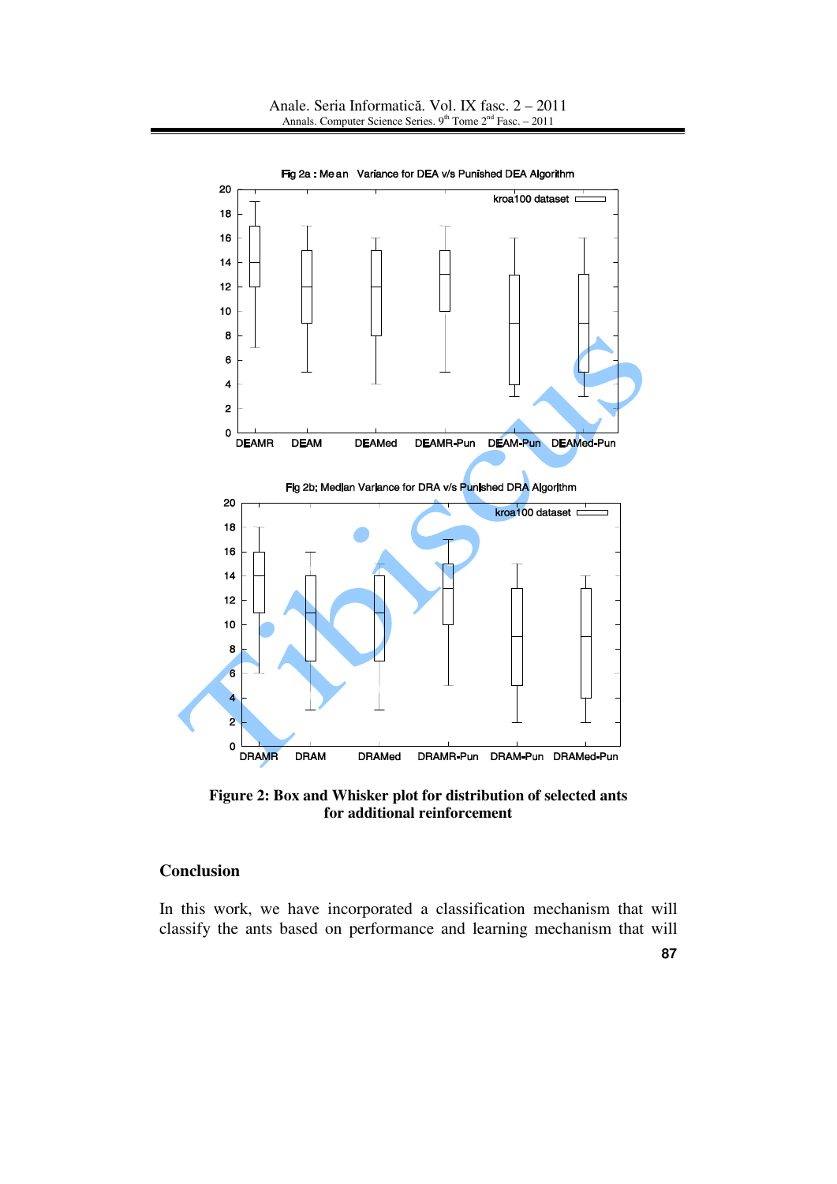Fig 2a : Mean Variance for DEA v/s Punished DEA Algorithm

Fig 2b: Median Variance for DRA v/s Punished DRA Algorithm

**Figure 2: Box and Whisker plot for distribution of selected ants for additional reinforcement**

## Conclusion

In this work, we have incorporated a classification mechanism that will classify the ants based on performance and learning mechanism that will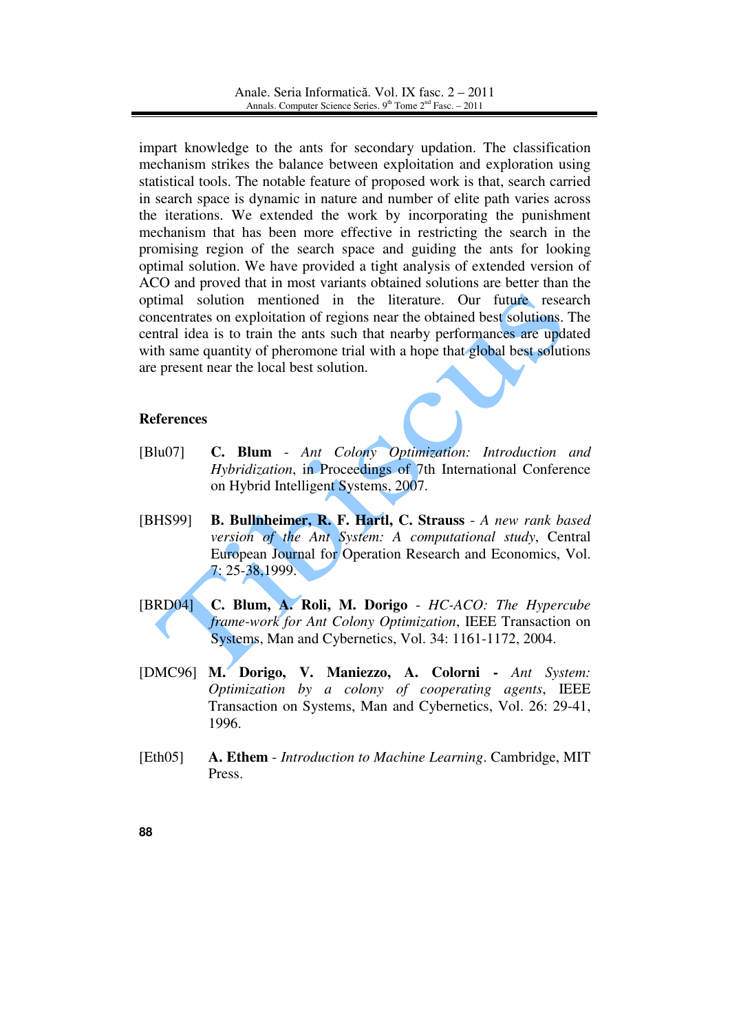impart knowledge to the ants for secondary updation. The classification mechanism strikes the balance between exploitation and exploration using statistical tools. The notable feature of proposed work is that, search carried in search space is dynamic in nature and number of elite path varies across the iterations. We extended the work by incorporating the punishment mechanism that has been more effective in restricting the search in the promising region of the search space and guiding the ants for looking optimal solution. We have provided a tight analysis of extended version of ACO and proved that in most variants obtained solutions are better than the optimal solution mentioned in the literature. Our future research concentrates on exploitation of regions near the obtained best solutions. The central idea is to train the ants such that nearby performances are updated with same quantity of pheromone trial with a hope that global best solutions are present near the local best solution.

### References

[Blu07] **C. Blum** - *Ant Colony Optimization: Introduction and Hybridization*, in Proceedings of 7th International Conference on Hybrid Intelligent Systems, 2007.

[BHS99] **B. Bullnheimer, R. F. Hartl, C. Strauss** - *A new rank based version of the Ant System: A computational study*, Central European Journal for Operation Research and Economics, Vol. 7: 25-38,1999.

[BRD04] **C. Blum, A. Roli, M. Dorigo** - *HC-ACO: The Hypercube frame-work for Ant Colony Optimization*, IEEE Transaction on Systems, Man and Cybernetics, Vol. 34: 1161-1172, 2004.

[DMC96] **M. Dorigo, V. Maniezzo, A. Colorni** - *Ant System: Optimization by a colony of cooperating agents*, IEEE Transaction on Systems, Man and Cybernetics, Vol. 26: 29-41, 1996.

[Eth05] **A. Ethem** - *Introduction to Machine Learning*. Cambridge, MIT Press.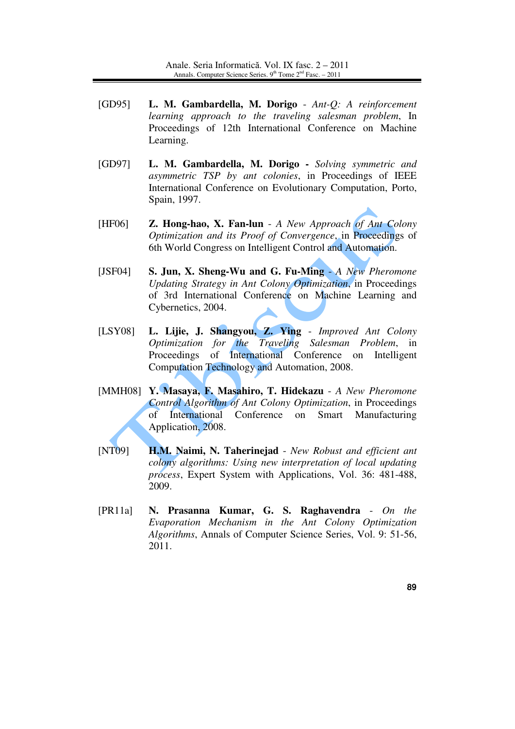[GD95] **L. M. Gambardella, M. Dorigo** - *Ant-Q: A reinforcement learning approach to the traveling salesman problem*, In Proceedings of 12th International Conference on Machine Learning.

[GD97] **L. M. Gambardella, M. Dorigo -** *Solving symmetric and asymmetric TSP by ant colonies*, in Proceedings of IEEE International Conference on Evolutionary Computation, Porto, Spain, 1997.

[HF06] **Z. Hong-hao, X. Fan-lun** - *A New Approach of Ant Colony Optimization and its Proof of Convergence*, in Proceedings of 6th World Congress on Intelligent Control and Automation.

[JSF04] **S. Jun, X. Sheng-Wu and G. Fu-Ming** - *A New Pheromone Updating Strategy in Ant Colony Optimization*, in Proceedings of 3rd International Conference on Machine Learning and Cybernetics, 2004.

[LSY08] **L. Lijie, J. Shangyou, Z. Ying** - *Improved Ant Colony Optimization for the Traveling Salesman Problem*, in Proceedings of International Conference on Intelligent Computation Technology and Automation, 2008.

[MMH08] **Y. Masaya, F. Masahiro, T. Hidekazu** - *A New Pheromone Control Algorithm of Ant Colony Optimization*, in Proceedings of International Conference on Smart Manufacturing Application, 2008.

[NT09] **H.M. Naimi, N. Taherinejad** - *New Robust and efficient ant colony algorithms: Using new interpretation of local updating process*, Expert System with Applications, Vol. 36: 481-488, 2009.

[PR11a] **N. Prasanna Kumar, G. S. Raghavendra** - *On the Evaporation Mechanism in the Ant Colony Optimization Algorithms*, Annals of Computer Science Series, Vol. 9: 51-56, 2011.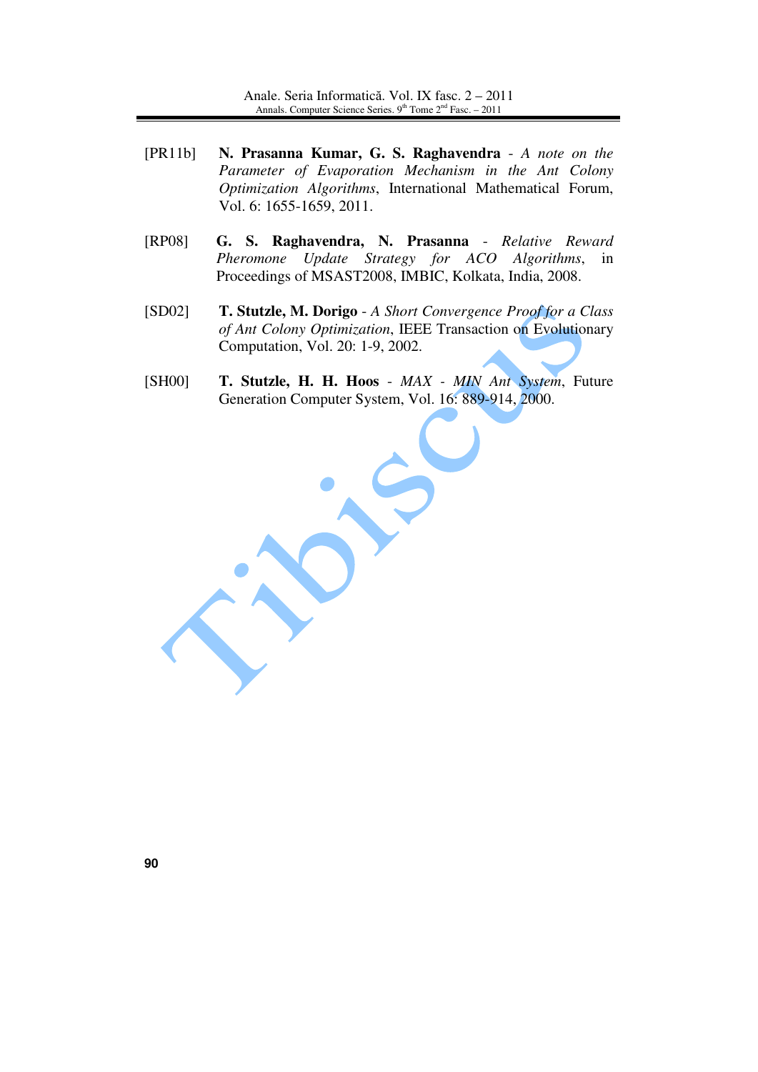[PR11b] **N. Prasanna Kumar, G. S. Raghavendra** - *A note on the Parameter of Evaporation Mechanism in the Ant Colony Optimization Algorithms*, International Mathematical Forum, Vol. 6: 1655-1659, 2011.

[RP08] **G. S. Raghavendra, N. Prasanna** - *Relative Reward Pheromone Update Strategy for ACO Algorithms*, in Proceedings of MSAST2008, IMBIC, Kolkata, India, 2008.

[SD02] **T. Stutzle, M. Dorigo** - *A Short Convergence Proof for a Class of Ant Colony Optimization*, IEEE Transaction on Evolutionary Computation, Vol. 20: 1-9, 2002.

[SH00] **T. Stutzle, H. H. Hoos** - *MAX - MIN Ant System*, Future Generation Computer System, Vol. 16: 889-914, 2000.